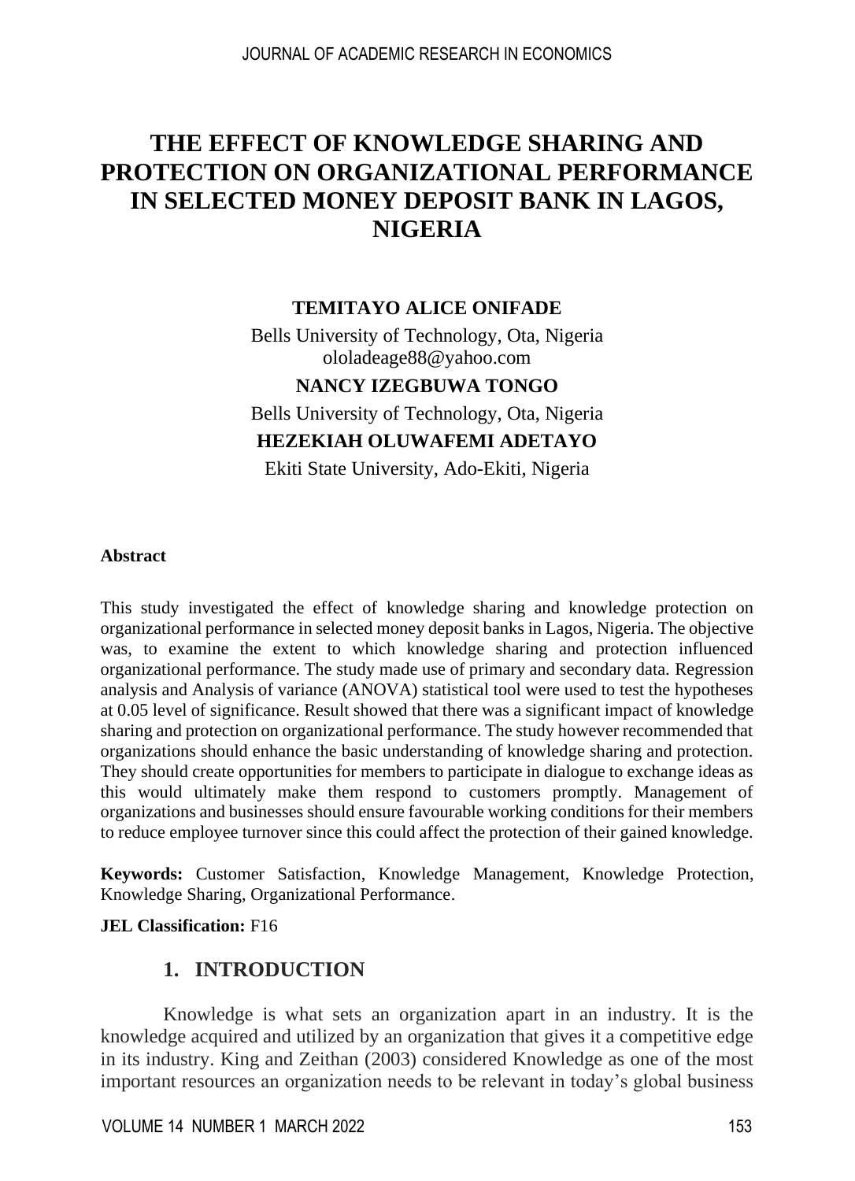# THE EFFECT OF KNOWLEDGE SHARING AND PROTECTION ON ORGANIZATIONAL PERFORMANCE IN SELECTED MONEY DEPOSIT BANK IN LAGOS, NIGERIA

**TEMITAYO ALICE ONIFADE**

Bells University of Technology, Ota, Nigeria
ololadeage88@yahoo.com

**NANCY IZEGBUWA TONGO**

Bells University of Technology, Ota, Nigeria

**HEZEKIAH OLUWAFEMI ADETAYO**

Ekiti State University, Ado-Ekiti, Nigeria

**Abstract**

This study investigated the effect of knowledge sharing and knowledge protection on organizational performance in selected money deposit banks in Lagos, Nigeria. The objective was, to examine the extent to which knowledge sharing and protection influenced organizational performance. The study made use of primary and secondary data. Regression analysis and Analysis of variance (ANOVA) statistical tool were used to test the hypotheses at 0.05 level of significance. Result showed that there was a significant impact of knowledge sharing and protection on organizational performance. The study however recommended that organizations should enhance the basic understanding of knowledge sharing and protection. They should create opportunities for members to participate in dialogue to exchange ideas as this would ultimately make them respond to customers promptly. Management of organizations and businesses should ensure favourable working conditions for their members to reduce employee turnover since this could affect the protection of their gained knowledge.

**Keywords:** Customer Satisfaction, Knowledge Management, Knowledge Protection, Knowledge Sharing, Organizational Performance.

**JEL Classification:** F16

## 1. INTRODUCTION

Knowledge is what sets an organization apart in an industry. It is the knowledge acquired and utilized by an organization that gives it a competitive edge in its industry. King and Zeithan (2003) considered Knowledge as one of the most important resources an organization needs to be relevant in today's global business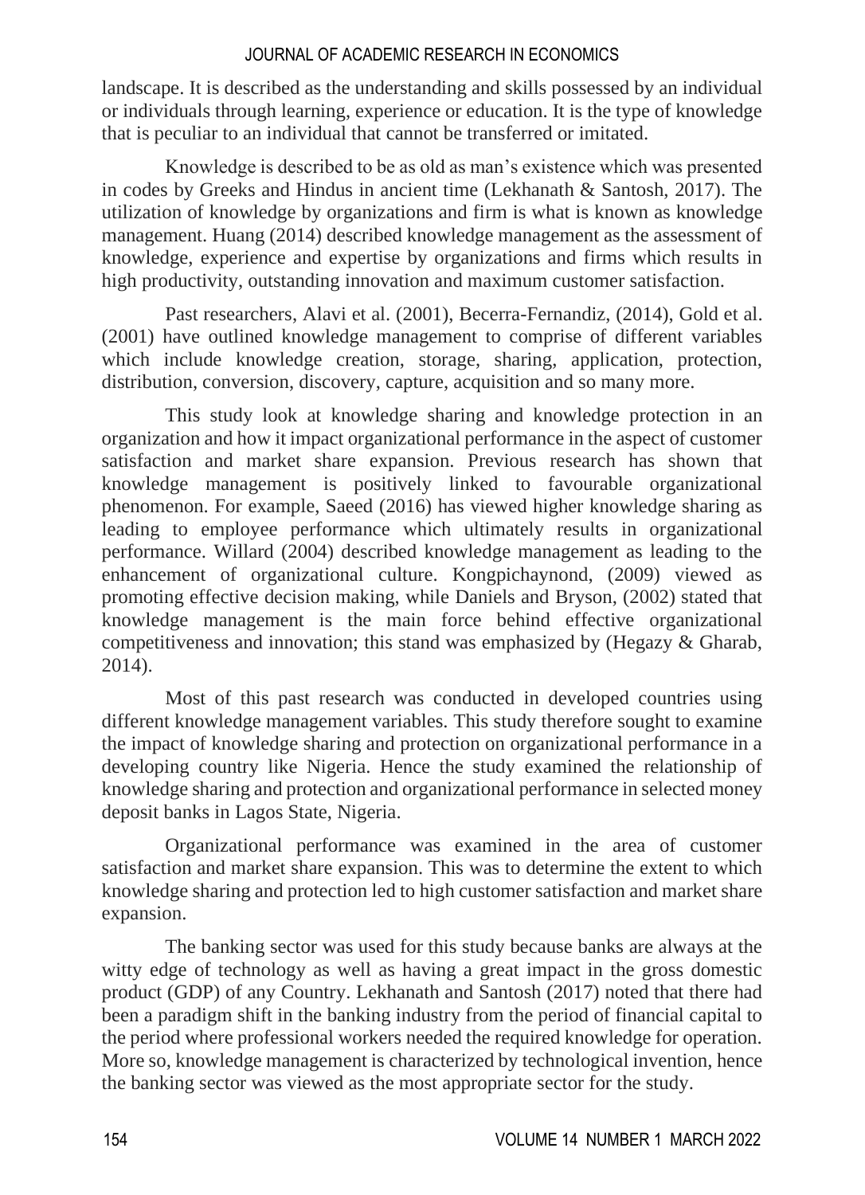landscape. It is described as the understanding and skills possessed by an individual or individuals through learning, experience or education. It is the type of knowledge that is peculiar to an individual that cannot be transferred or imitated.

Knowledge is described to be as old as man's existence which was presented in codes by Greeks and Hindus in ancient time (Lekhanath & Santosh, 2017). The utilization of knowledge by organizations and firm is what is known as knowledge management. Huang (2014) described knowledge management as the assessment of knowledge, experience and expertise by organizations and firms which results in high productivity, outstanding innovation and maximum customer satisfaction.

Past researchers, Alavi et al. (2001), Becerra-Fernandiz, (2014), Gold et al. (2001) have outlined knowledge management to comprise of different variables which include knowledge creation, storage, sharing, application, protection, distribution, conversion, discovery, capture, acquisition and so many more.

This study look at knowledge sharing and knowledge protection in an organization and how it impact organizational performance in the aspect of customer satisfaction and market share expansion. Previous research has shown that knowledge management is positively linked to favourable organizational phenomenon. For example, Saeed (2016) has viewed higher knowledge sharing as leading to employee performance which ultimately results in organizational performance. Willard (2004) described knowledge management as leading to the enhancement of organizational culture. Kongpichaynond, (2009) viewed as promoting effective decision making, while Daniels and Bryson, (2002) stated that knowledge management is the main force behind effective organizational competitiveness and innovation; this stand was emphasized by (Hegazy & Gharab, 2014).

Most of this past research was conducted in developed countries using different knowledge management variables. This study therefore sought to examine the impact of knowledge sharing and protection on organizational performance in a developing country like Nigeria. Hence the study examined the relationship of knowledge sharing and protection and organizational performance in selected money deposit banks in Lagos State, Nigeria.

Organizational performance was examined in the area of customer satisfaction and market share expansion. This was to determine the extent to which knowledge sharing and protection led to high customer satisfaction and market share expansion.

The banking sector was used for this study because banks are always at the witty edge of technology as well as having a great impact in the gross domestic product (GDP) of any Country. Lekhanath and Santosh (2017) noted that there had been a paradigm shift in the banking industry from the period of financial capital to the period where professional workers needed the required knowledge for operation. More so, knowledge management is characterized by technological invention, hence the banking sector was viewed as the most appropriate sector for the study.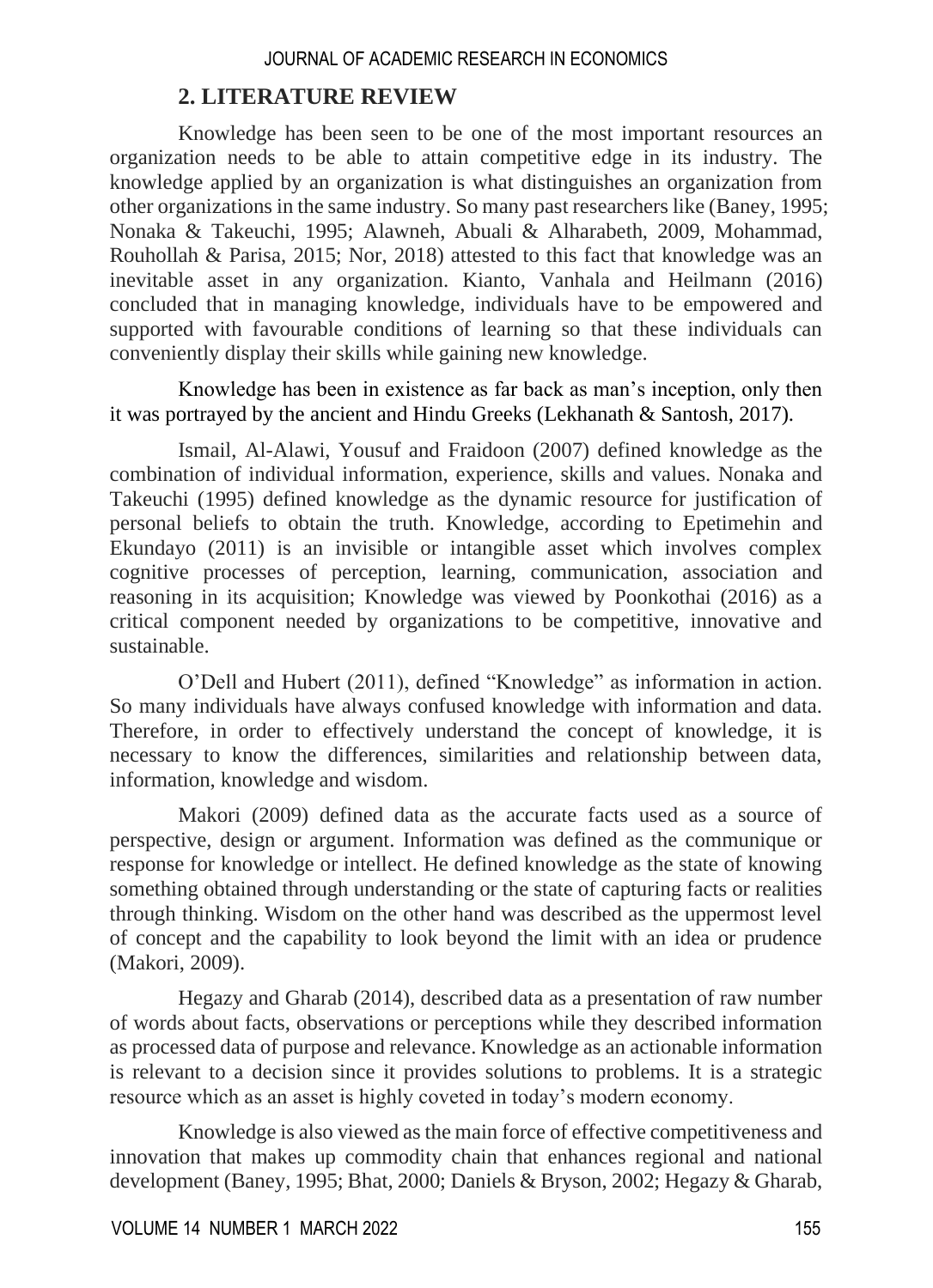## 2. LITERATURE REVIEW

Knowledge has been seen to be one of the most important resources an organization needs to be able to attain competitive edge in its industry. The knowledge applied by an organization is what distinguishes an organization from other organizations in the same industry. So many past researchers like (Baney, 1995; Nonaka & Takeuchi, 1995; Alawneh, Abuali & Alharabeth, 2009, Mohammad, Rouhollah & Parisa, 2015; Nor, 2018) attested to this fact that knowledge was an inevitable asset in any organization. Kianto, Vanhala and Heilmann (2016) concluded that in managing knowledge, individuals have to be empowered and supported with favourable conditions of learning so that these individuals can conveniently display their skills while gaining new knowledge.

Knowledge has been in existence as far back as man's inception, only then it was portrayed by the ancient and Hindu Greeks (Lekhanath & Santosh, 2017).

Ismail, Al-Alawi, Yousuf and Fraidoon (2007) defined knowledge as the combination of individual information, experience, skills and values. Nonaka and Takeuchi (1995) defined knowledge as the dynamic resource for justification of personal beliefs to obtain the truth. Knowledge, according to Epetimehin and Ekundayo (2011) is an invisible or intangible asset which involves complex cognitive processes of perception, learning, communication, association and reasoning in its acquisition; Knowledge was viewed by Poonkothai (2016) as a critical component needed by organizations to be competitive, innovative and sustainable.

O'Dell and Hubert (2011), defined "Knowledge" as information in action. So many individuals have always confused knowledge with information and data. Therefore, in order to effectively understand the concept of knowledge, it is necessary to know the differences, similarities and relationship between data, information, knowledge and wisdom.

Makori (2009) defined data as the accurate facts used as a source of perspective, design or argument. Information was defined as the communique or response for knowledge or intellect. He defined knowledge as the state of knowing something obtained through understanding or the state of capturing facts or realities through thinking. Wisdom on the other hand was described as the uppermost level of concept and the capability to look beyond the limit with an idea or prudence (Makori, 2009).

Hegazy and Gharab (2014), described data as a presentation of raw number of words about facts, observations or perceptions while they described information as processed data of purpose and relevance. Knowledge as an actionable information is relevant to a decision since it provides solutions to problems. It is a strategic resource which as an asset is highly coveted in today's modern economy.

Knowledge is also viewed as the main force of effective competitiveness and innovation that makes up commodity chain that enhances regional and national development (Baney, 1995; Bhat, 2000; Daniels & Bryson, 2002; Hegazy & Gharab,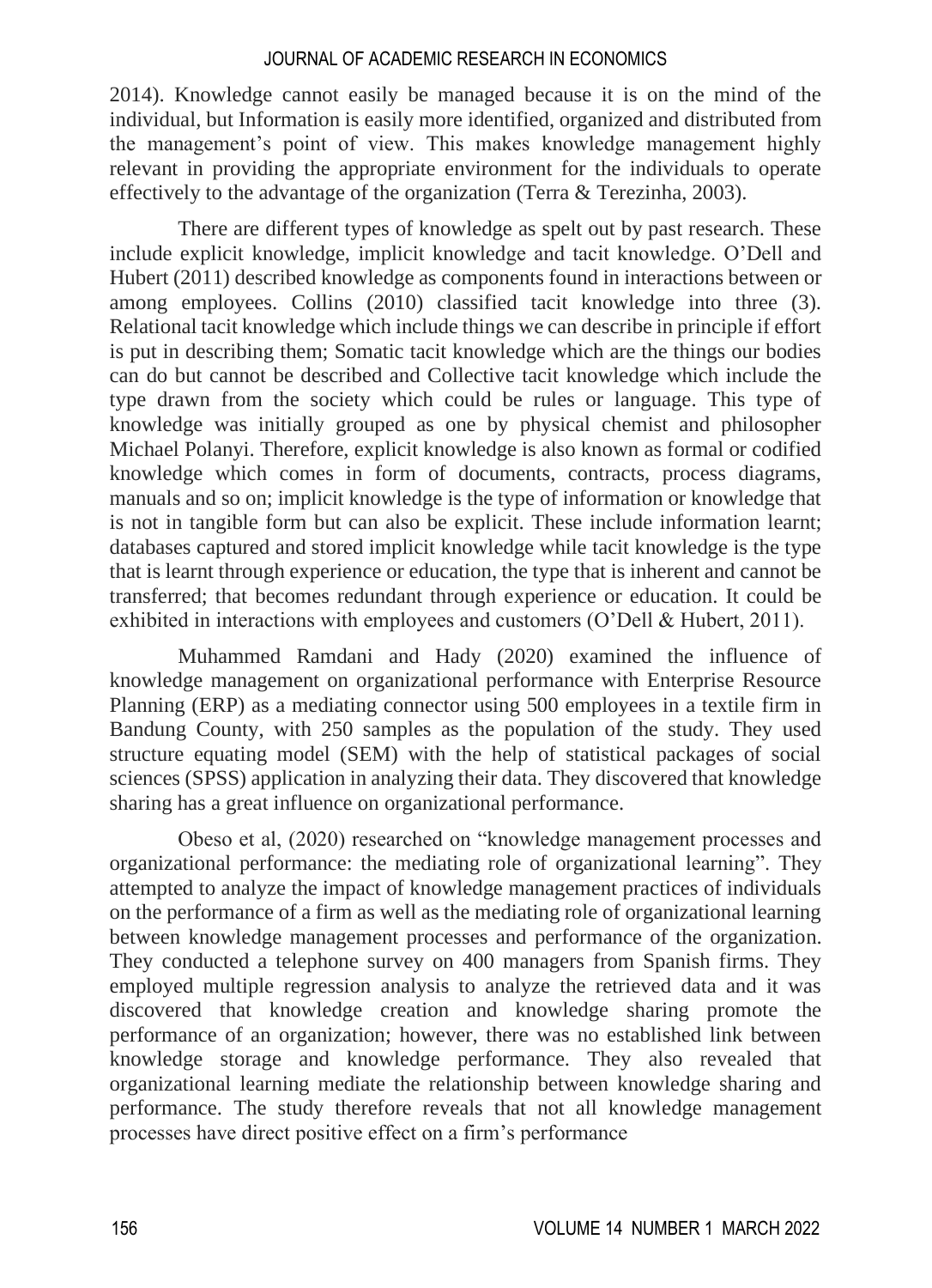2014). Knowledge cannot easily be managed because it is on the mind of the individual, but Information is easily more identified, organized and distributed from the management's point of view. This makes knowledge management highly relevant in providing the appropriate environment for the individuals to operate effectively to the advantage of the organization (Terra & Terezinha, 2003).

There are different types of knowledge as spelt out by past research. These include explicit knowledge, implicit knowledge and tacit knowledge. O'Dell and Hubert (2011) described knowledge as components found in interactions between or among employees. Collins (2010) classified tacit knowledge into three (3). Relational tacit knowledge which include things we can describe in principle if effort is put in describing them; Somatic tacit knowledge which are the things our bodies can do but cannot be described and Collective tacit knowledge which include the type drawn from the society which could be rules or language. This type of knowledge was initially grouped as one by physical chemist and philosopher Michael Polanyi. Therefore, explicit knowledge is also known as formal or codified knowledge which comes in form of documents, contracts, process diagrams, manuals and so on; implicit knowledge is the type of information or knowledge that is not in tangible form but can also be explicit. These include information learnt; databases captured and stored implicit knowledge while tacit knowledge is the type that is learnt through experience or education, the type that is inherent and cannot be transferred; that becomes redundant through experience or education. It could be exhibited in interactions with employees and customers (O'Dell & Hubert, 2011).

Muhammed Ramdani and Hady (2020) examined the influence of knowledge management on organizational performance with Enterprise Resource Planning (ERP) as a mediating connector using 500 employees in a textile firm in Bandung County, with 250 samples as the population of the study. They used structure equating model (SEM) with the help of statistical packages of social sciences (SPSS) application in analyzing their data. They discovered that knowledge sharing has a great influence on organizational performance.

Obeso et al, (2020) researched on "knowledge management processes and organizational performance: the mediating role of organizational learning". They attempted to analyze the impact of knowledge management practices of individuals on the performance of a firm as well as the mediating role of organizational learning between knowledge management processes and performance of the organization. They conducted a telephone survey on 400 managers from Spanish firms. They employed multiple regression analysis to analyze the retrieved data and it was discovered that knowledge creation and knowledge sharing promote the performance of an organization; however, there was no established link between knowledge storage and knowledge performance. They also revealed that organizational learning mediate the relationship between knowledge sharing and performance. The study therefore reveals that not all knowledge management processes have direct positive effect on a firm's performance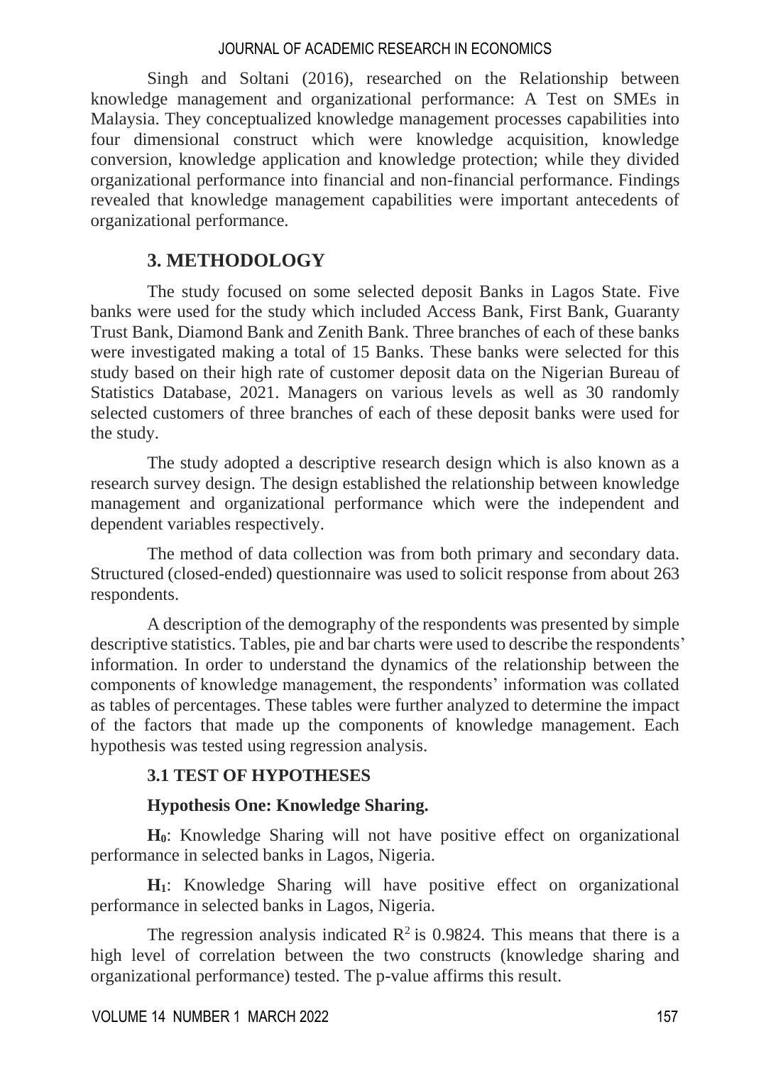Singh and Soltani (2016), researched on the Relationship between knowledge management and organizational performance: A Test on SMEs in Malaysia. They conceptualized knowledge management processes capabilities into four dimensional construct which were knowledge acquisition, knowledge conversion, knowledge application and knowledge protection; while they divided organizational performance into financial and non-financial performance. Findings revealed that knowledge management capabilities were important antecedents of organizational performance.

## 3. METHODOLOGY

The study focused on some selected deposit Banks in Lagos State. Five banks were used for the study which included Access Bank, First Bank, Guaranty Trust Bank, Diamond Bank and Zenith Bank. Three branches of each of these banks were investigated making a total of 15 Banks. These banks were selected for this study based on their high rate of customer deposit data on the Nigerian Bureau of Statistics Database, 2021. Managers on various levels as well as 30 randomly selected customers of three branches of each of these deposit banks were used for the study.

The study adopted a descriptive research design which is also known as a research survey design. The design established the relationship between knowledge management and organizational performance which were the independent and dependent variables respectively.

The method of data collection was from both primary and secondary data. Structured (closed-ended) questionnaire was used to solicit response from about 263 respondents.

A description of the demography of the respondents was presented by simple descriptive statistics. Tables, pie and bar charts were used to describe the respondents' information. In order to understand the dynamics of the relationship between the components of knowledge management, the respondents' information was collated as tables of percentages. These tables were further analyzed to determine the impact of the factors that made up the components of knowledge management. Each hypothesis was tested using regression analysis.

### 3.1 TEST OF HYPOTHESES

**Hypothesis One: Knowledge Sharing.**

**$H_0$**: Knowledge Sharing will not have positive effect on organizational performance in selected banks in Lagos, Nigeria.

**$H_1$**: Knowledge Sharing will have positive effect on organizational performance in selected banks in Lagos, Nigeria.

The regression analysis indicated $R^2$ is 0.9824. This means that there is a high level of correlation between the two constructs (knowledge sharing and organizational performance) tested. The p-value affirms this result.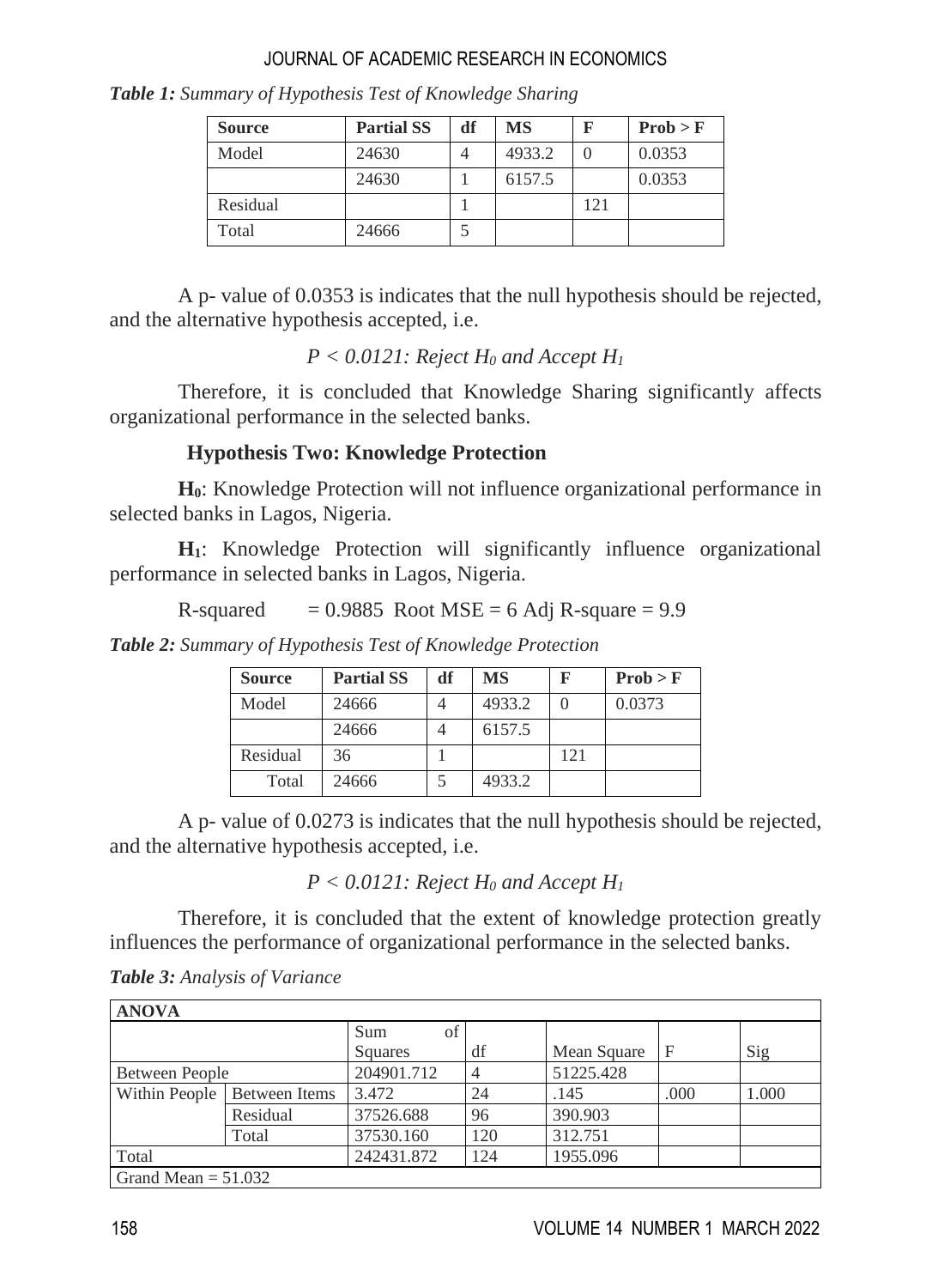*Table 1: Summary of Hypothesis Test of Knowledge Sharing*

| Source | Partial SS | df | MS | F | Prob > F |
|---|---|---|---|---|---|
| Model | 24630 | 4 | 4933.2 | 0 | 0.0353 |
| | 24630 | 1 | 6157.5 | | 0.0353 |
| Residual | | 1 | | 121 | |
| Total | 24666 | 5 | | | |

A p- value of 0.0353 is indicates that the null hypothesis should be rejected, and the alternative hypothesis accepted, i.e.

*$P < 0.0121$: Reject $H_0$ and Accept $H_1$*

Therefore, it is concluded that Knowledge Sharing significantly affects organizational performance in the selected banks.

### Hypothesis Two: Knowledge Protection

**$H_0$**: Knowledge Protection will not influence organizational performance in selected banks in Lagos, Nigeria.

**$H_1$**: Knowledge Protection will significantly influence organizational performance in selected banks in Lagos, Nigeria.

R-squared = 0.9885 Root MSE = 6 Adj R-square = 9.9

*Table 2: Summary of Hypothesis Test of Knowledge Protection*

| Source | Partial SS | df | MS | F | Prob > F |
|---|---|---|---|---|---|
| Model | 24666 | 4 | 4933.2 | 0 | 0.0373 |
| | 24666 | 4 | 6157.5 | | |
| Residual | 36 | 1 | | 121 | |
| Total | 24666 | 5 | 4933.2 | | |

A p- value of 0.0273 is indicates that the null hypothesis should be rejected, and the alternative hypothesis accepted, i.e.

*$P < 0.0121$: Reject $H_0$ and Accept $H_1$*

Therefore, it is concluded that the extent of knowledge protection greatly influences the performance of organizational performance in the selected banks.

*Table 3: Analysis of Variance*

| ANOVA | | | | | | |
|---|---|---|---|---|---|---|
| | | Sum of Squares | df | Mean Square | F | Sig |
| Between People | | 204901.712 | 4 | 51225.428 | | |
| Within People | Between Items | 3.472 | 24 | .145 | .000 | 1.000 |
| | Residual | 37526.688 | 96 | 390.903 | | |
| | Total | 37530.160 | 120 | 312.751 | | |
| Total | | 242431.872 | 124 | 1955.096 | | |
| Grand Mean = 51.032 | | | | | | |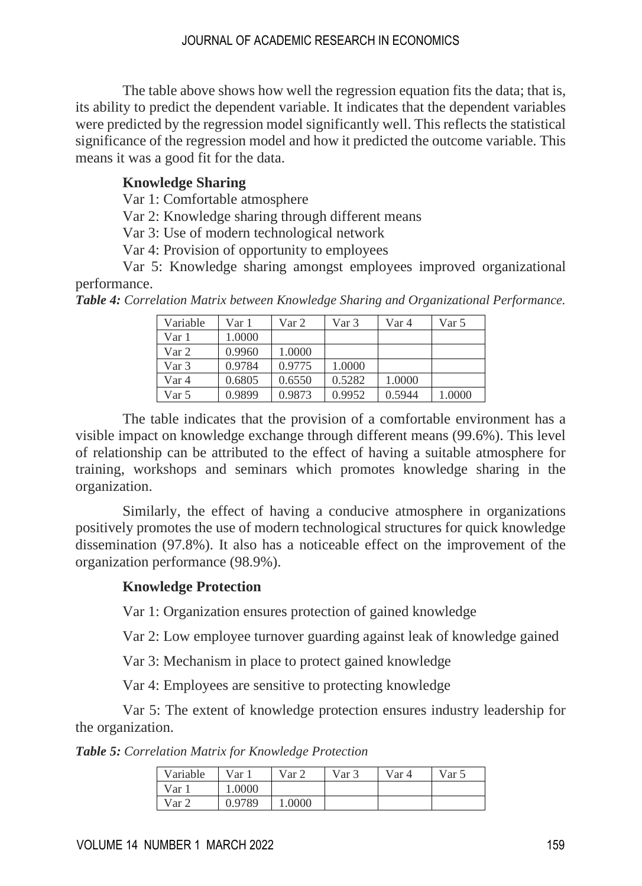The table above shows how well the regression equation fits the data; that is, its ability to predict the dependent variable. It indicates that the dependent variables were predicted by the regression model significantly well. This reflects the statistical significance of the regression model and how it predicted the outcome variable. This means it was a good fit for the data.

**Knowledge Sharing**

Var 1: Comfortable atmosphere

Var 2: Knowledge sharing through different means

Var 3: Use of modern technological network

Var 4: Provision of opportunity to employees

Var 5: Knowledge sharing amongst employees improved organizational performance.

***Table 4:*** *Correlation Matrix between Knowledge Sharing and Organizational Performance.*

| Variable | Var 1 | Var 2 | Var 3 | Var 4 | Var 5 |
| --- | --- | --- | --- | --- | --- |
| Var 1 | 1.0000 | | | | |
| Var 2 | 0.9960 | 1.0000 | | | |
| Var 3 | 0.9784 | 0.9775 | 1.0000 | | |
| Var 4 | 0.6805 | 0.6550 | 0.5282 | 1.0000 | |
| Var 5 | 0.9899 | 0.9873 | 0.9952 | 0.5944 | 1.0000 |

The table indicates that the provision of a comfortable environment has a visible impact on knowledge exchange through different means (99.6%). This level of relationship can be attributed to the effect of having a suitable atmosphere for training, workshops and seminars which promotes knowledge sharing in the organization.

Similarly, the effect of having a conducive atmosphere in organizations positively promotes the use of modern technological structures for quick knowledge dissemination (97.8%). It also has a noticeable effect on the improvement of the organization performance (98.9%).

**Knowledge Protection**

Var 1: Organization ensures protection of gained knowledge

Var 2: Low employee turnover guarding against leak of knowledge gained

Var 3: Mechanism in place to protect gained knowledge

Var 4: Employees are sensitive to protecting knowledge

Var 5: The extent of knowledge protection ensures industry leadership for the organization.

***Table 5:*** *Correlation Matrix for Knowledge Protection*

| Variable | Var 1 | Var 2 | Var 3 | Var 4 | Var 5 |
| --- | --- | --- | --- | --- | --- |
| Var 1 | 1.0000 | | | | |
| Var 2 | 0.9789 | 1.0000 | | | |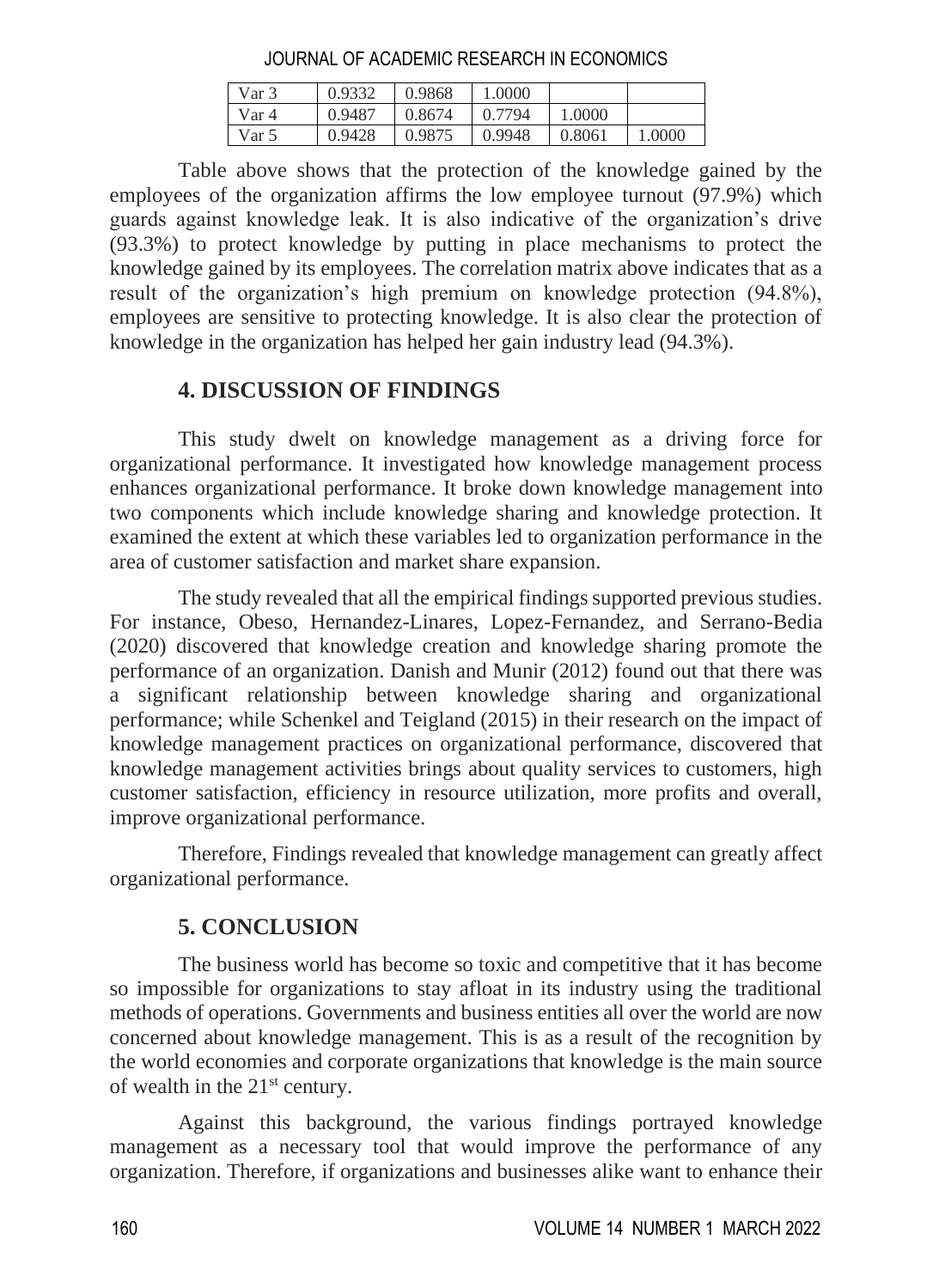| Var 3 | 0.9332 | 0.9868 | 1.0000 | | |
|---|---|---|---|---|---|
| Var 4 | 0.9487 | 0.8674 | 0.7794 | 1.0000 | |
| Var 5 | 0.9428 | 0.9875 | 0.9948 | 0.8061 | 1.0000 |

Table above shows that the protection of the knowledge gained by the employees of the organization affirms the low employee turnout (97.9%) which guards against knowledge leak. It is also indicative of the organization's drive (93.3%) to protect knowledge by putting in place mechanisms to protect the knowledge gained by its employees. The correlation matrix above indicates that as a result of the organization's high premium on knowledge protection (94.8%), employees are sensitive to protecting knowledge. It is also clear the protection of knowledge in the organization has helped her gain industry lead (94.3%).

## 4. DISCUSSION OF FINDINGS

This study dwelt on knowledge management as a driving force for organizational performance. It investigated how knowledge management process enhances organizational performance. It broke down knowledge management into two components which include knowledge sharing and knowledge protection. It examined the extent at which these variables led to organization performance in the area of customer satisfaction and market share expansion.

The study revealed that all the empirical findings supported previous studies. For instance, Obeso, Hernandez-Linares, Lopez-Fernandez, and Serrano-Bedia (2020) discovered that knowledge creation and knowledge sharing promote the performance of an organization. Danish and Munir (2012) found out that there was a significant relationship between knowledge sharing and organizational performance; while Schenkel and Teigland (2015) in their research on the impact of knowledge management practices on organizational performance, discovered that knowledge management activities brings about quality services to customers, high customer satisfaction, efficiency in resource utilization, more profits and overall, improve organizational performance.

Therefore, Findings revealed that knowledge management can greatly affect organizational performance.

## 5. CONCLUSION

The business world has become so toxic and competitive that it has become so impossible for organizations to stay afloat in its industry using the traditional methods of operations. Governments and business entities all over the world are now concerned about knowledge management. This is as a result of the recognition by the world economies and corporate organizations that knowledge is the main source of wealth in the 21st century.

Against this background, the various findings portrayed knowledge management as a necessary tool that would improve the performance of any organization. Therefore, if organizations and businesses alike want to enhance their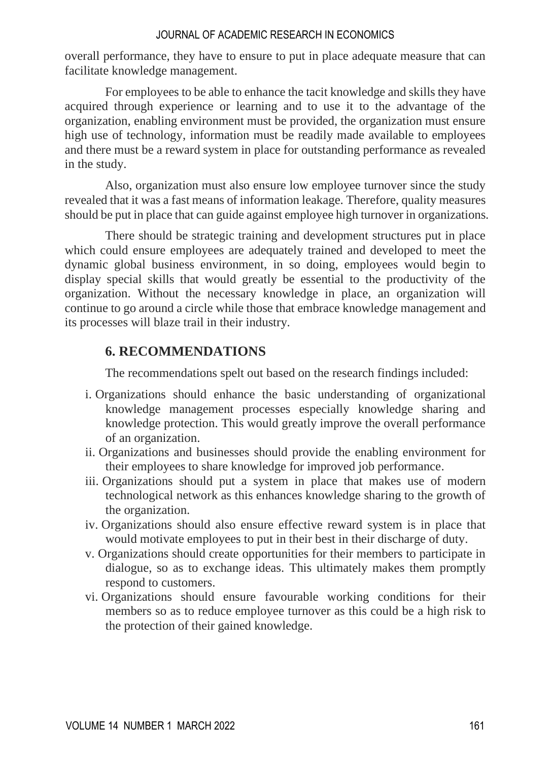overall performance, they have to ensure to put in place adequate measure that can facilitate knowledge management.

For employees to be able to enhance the tacit knowledge and skills they have acquired through experience or learning and to use it to the advantage of the organization, enabling environment must be provided, the organization must ensure high use of technology, information must be readily made available to employees and there must be a reward system in place for outstanding performance as revealed in the study.

Also, organization must also ensure low employee turnover since the study revealed that it was a fast means of information leakage. Therefore, quality measures should be put in place that can guide against employee high turnover in organizations.

There should be strategic training and development structures put in place which could ensure employees are adequately trained and developed to meet the dynamic global business environment, in so doing, employees would begin to display special skills that would greatly be essential to the productivity of the organization. Without the necessary knowledge in place, an organization will continue to go around a circle while those that embrace knowledge management and its processes will blaze trail in their industry.

## 6. RECOMMENDATIONS

The recommendations spelt out based on the research findings included:

i. Organizations should enhance the basic understanding of organizational knowledge management processes especially knowledge sharing and knowledge protection. This would greatly improve the overall performance of an organization.

ii. Organizations and businesses should provide the enabling environment for their employees to share knowledge for improved job performance.

iii. Organizations should put a system in place that makes use of modern technological network as this enhances knowledge sharing to the growth of the organization.

iv. Organizations should also ensure effective reward system is in place that would motivate employees to put in their best in their discharge of duty.

v. Organizations should create opportunities for their members to participate in dialogue, so as to exchange ideas. This ultimately makes them promptly respond to customers.

vi. Organizations should ensure favourable working conditions for their members so as to reduce employee turnover as this could be a high risk to the protection of their gained knowledge.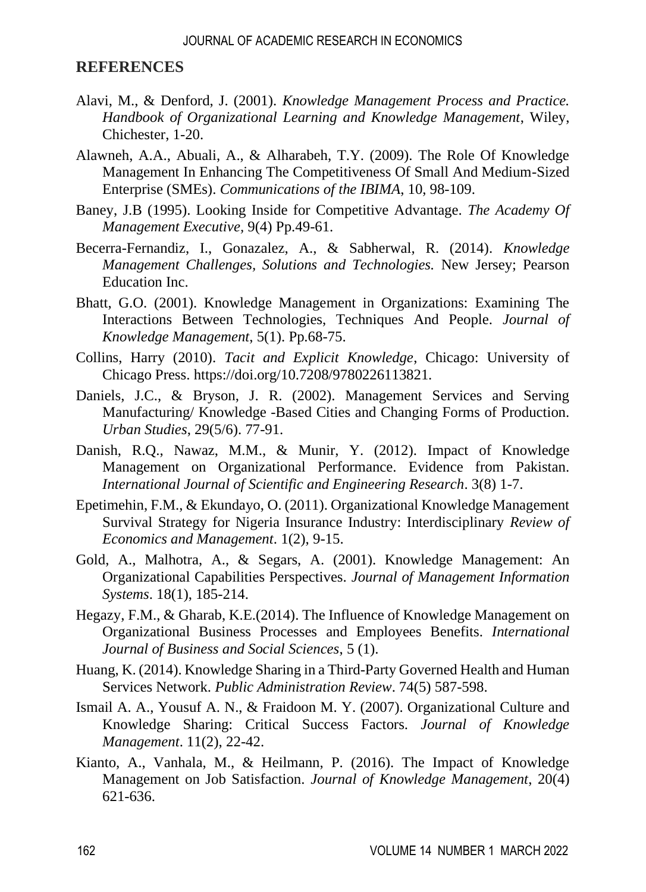## REFERENCES

Alavi, M., & Denford, J. (2001). *Knowledge Management Process and Practice. Handbook of Organizational Learning and Knowledge Management*, Wiley, Chichester, 1-20.

Alawneh, A.A., Abuali, A., & Alharabeh, T.Y. (2009). The Role Of Knowledge Management In Enhancing The Competitiveness Of Small And Medium-Sized Enterprise (SMEs). *Communications of the IBIMA*, 10, 98-109.

Baney, J.B (1995). Looking Inside for Competitive Advantage. *The Academy Of Management Executive*, 9(4) Pp.49-61.

Becerra-Fernandiz, I., Gonazalez, A., & Sabherwal, R. (2014). *Knowledge Management Challenges, Solutions and Technologies.* New Jersey; Pearson Education Inc.

Bhatt, G.O. (2001). Knowledge Management in Organizations: Examining The Interactions Between Technologies, Techniques And People. *Journal of Knowledge Management*, 5(1). Pp.68-75.

Collins, Harry (2010). *Tacit and Explicit Knowledge*, Chicago: University of Chicago Press. https://doi.org/10.7208/9780226113821.

Daniels, J.C., & Bryson, J. R. (2002). Management Services and Serving Manufacturing/ Knowledge -Based Cities and Changing Forms of Production. *Urban Studies*, 29(5/6). 77-91.

Danish, R.Q., Nawaz, M.M., & Munir, Y. (2012). Impact of Knowledge Management on Organizational Performance. Evidence from Pakistan. *International Journal of Scientific and Engineering Research*. 3(8) 1-7.

Epetimehin, F.M., & Ekundayo, O. (2011). Organizational Knowledge Management Survival Strategy for Nigeria Insurance Industry: Interdisciplinary *Review of Economics and Management*. 1(2), 9-15.

Gold, A., Malhotra, A., & Segars, A. (2001). Knowledge Management: An Organizational Capabilities Perspectives. *Journal of Management Information Systems*. 18(1), 185-214.

Hegazy, F.M., & Gharab, K.E.(2014). The Influence of Knowledge Management on Organizational Business Processes and Employees Benefits. *International Journal of Business and Social Sciences*, 5 (1).

Huang, K. (2014). Knowledge Sharing in a Third-Party Governed Health and Human Services Network. *Public Administration Review*. 74(5) 587-598.

Ismail A. A., Yousuf A. N., & Fraidoon M. Y. (2007). Organizational Culture and Knowledge Sharing: Critical Success Factors. *Journal of Knowledge Management*. 11(2), 22-42.

Kianto, A., Vanhala, M., & Heilmann, P. (2016). The Impact of Knowledge Management on Job Satisfaction. *Journal of Knowledge Management*, 20(4) 621-636.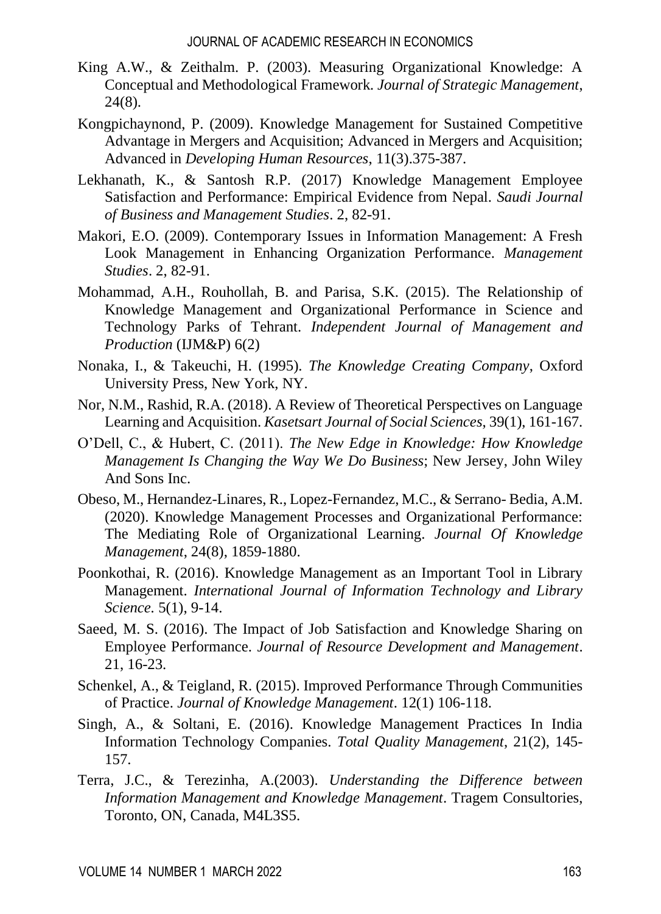King A.W., & Zeithalm. P. (2003). Measuring Organizational Knowledge: A Conceptual and Methodological Framework. *Journal of Strategic Management*, 24(8).

Kongpichaynond, P. (2009). Knowledge Management for Sustained Competitive Advantage in Mergers and Acquisition; Advanced in Mergers and Acquisition; Advanced in *Developing Human Resources*, 11(3).375-387.

Lekhanath, K., & Santosh R.P. (2017) Knowledge Management Employee Satisfaction and Performance: Empirical Evidence from Nepal. *Saudi Journal of Business and Management Studies*. 2, 82-91.

Makori, E.O. (2009). Contemporary Issues in Information Management: A Fresh Look Management in Enhancing Organization Performance. *Management Studies*. 2, 82-91.

Mohammad, A.H., Rouhollah, B. and Parisa, S.K. (2015). The Relationship of Knowledge Management and Organizational Performance in Science and Technology Parks of Tehrant. *Independent Journal of Management and Production* (IJM&P) 6(2)

Nonaka, I., & Takeuchi, H. (1995). *The Knowledge Creating Company*, Oxford University Press, New York, NY.

Nor, N.M., Rashid, R.A. (2018). A Review of Theoretical Perspectives on Language Learning and Acquisition. *Kasetsart Journal of Social Sciences*, 39(1), 161-167.

O'Dell, C., & Hubert, C. (2011). *The New Edge in Knowledge: How Knowledge Management Is Changing the Way We Do Business*; New Jersey, John Wiley And Sons Inc.

Obeso, M., Hernandez-Linares, R., Lopez-Fernandez, M.C., & Serrano- Bedia, A.M. (2020). Knowledge Management Processes and Organizational Performance: The Mediating Role of Organizational Learning. *Journal Of Knowledge Management*, 24(8), 1859-1880.

Poonkothai, R. (2016). Knowledge Management as an Important Tool in Library Management. *International Journal of Information Technology and Library Science*. 5(1), 9-14.

Saeed, M. S. (2016). The Impact of Job Satisfaction and Knowledge Sharing on Employee Performance. *Journal of Resource Development and Management*. 21, 16-23.

Schenkel, A., & Teigland, R. (2015). Improved Performance Through Communities of Practice. *Journal of Knowledge Management*. 12(1) 106-118.

Singh, A., & Soltani, E. (2016). Knowledge Management Practices In India Information Technology Companies. *Total Quality Management*, 21(2), 145-157.

Terra, J.C., & Terezinha, A.(2003). *Understanding the Difference between Information Management and Knowledge Management*. Tragem Consultories, Toronto, ON, Canada, M4L3S5.